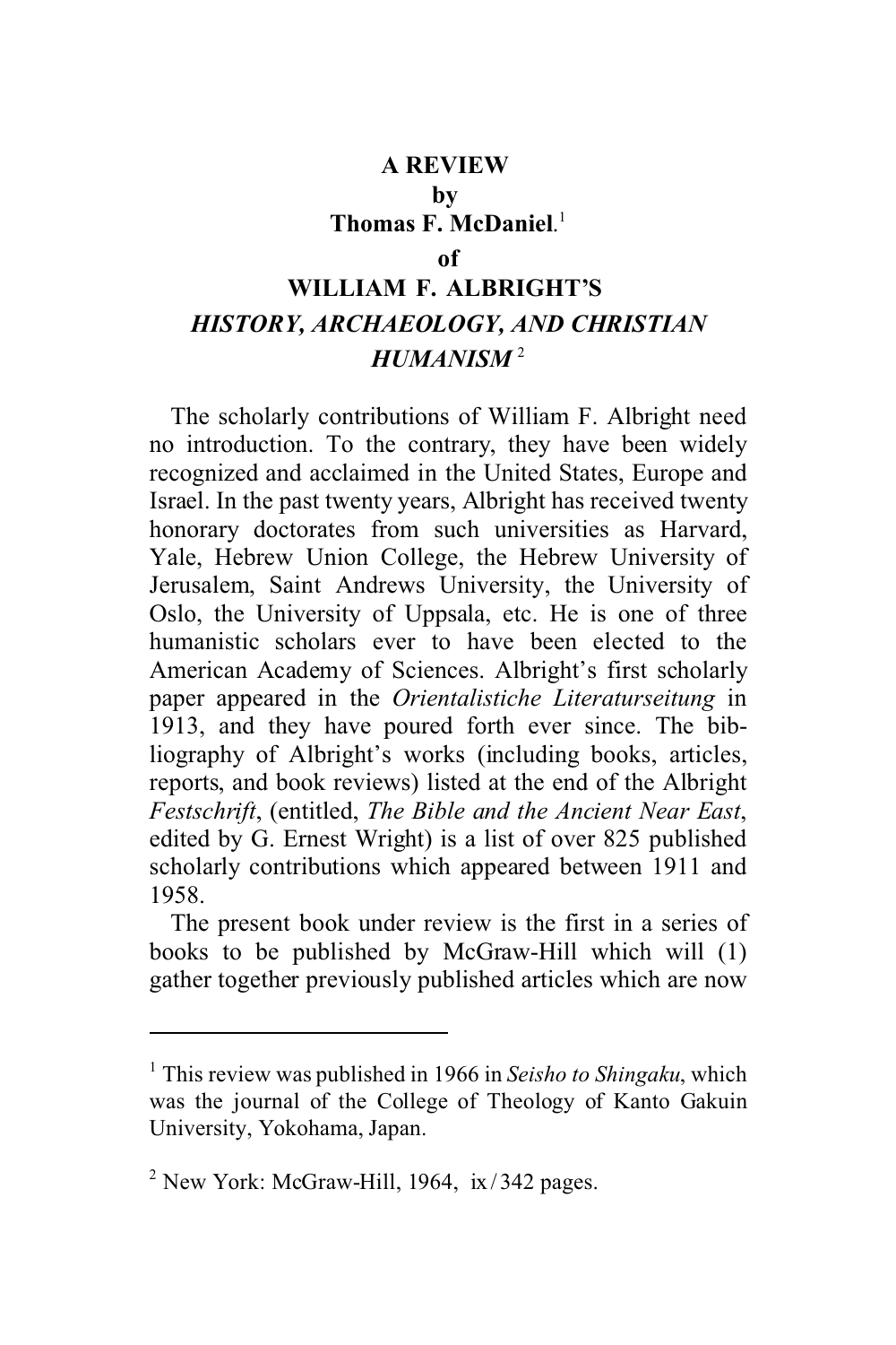**A REVIEW**
**by**
**Thomas F. McDaniel**.[1]
**of**
**WILLIAM F. ALBRIGHT'S**
***HISTORY, ARCHAEOLOGY, AND CHRISTIAN HUMANISM*** [2]

The scholarly contributions of William F. Albright need no introduction. To the contrary, they have been widely recognized and acclaimed in the United States, Europe and Israel. In the past twenty years, Albright has received twenty honorary doctorates from such universities as Harvard, Yale, Hebrew Union College, the Hebrew University of Jerusalem, Saint Andrews University, the University of Oslo, the University of Uppsala, etc. He is one of three humanistic scholars ever to have been elected to the American Academy of Sciences. Albright's first scholarly paper appeared in the *Orientalistiche Literaturseitung* in 1913, and they have poured forth ever since. The bibliography of Albright's works (including books, articles, reports, and book reviews) listed at the end of the Albright *Festschrift*, (entitled, *The Bible and the Ancient Near East*, edited by G. Ernest Wright) is a list of over 825 published scholarly contributions which appeared between 1911 and 1958.

The present book under review is the first in a series of books to be published by McGraw-Hill which will (1) gather together previously published articles which are now

---

[1] This review was published in 1966 in *Seisho to Shingaku*, which was the journal of the College of Theology of Kanto Gakuin University, Yokohama, Japan.

[2] New York: McGraw-Hill, 1964, ix / 342 pages.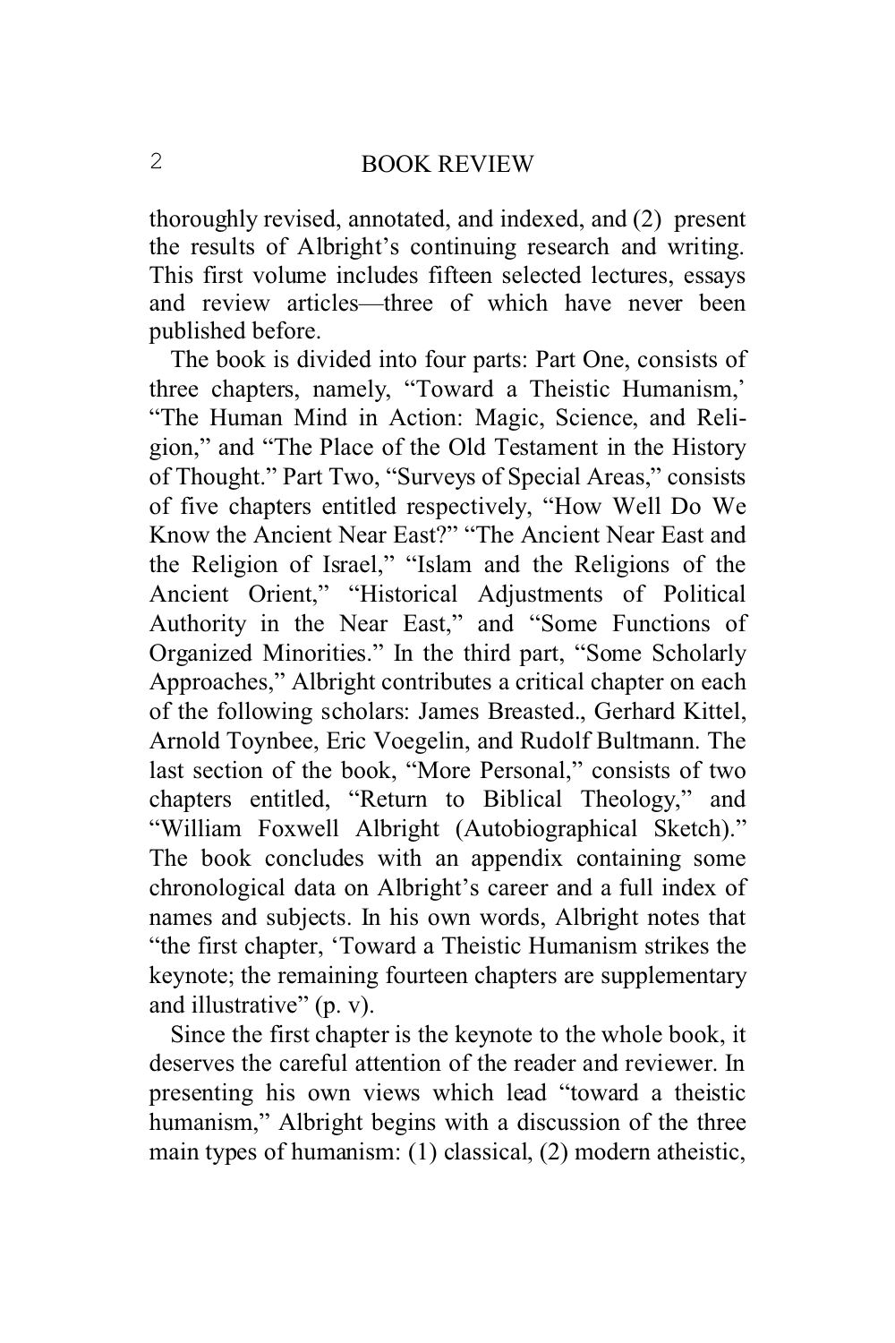thoroughly revised, annotated, and indexed, and (2) present the results of Albright's continuing research and writing. This first volume includes fifteen selected lectures, essays and review articles—three of which have never been published before.

The book is divided into four parts: Part One, consists of three chapters, namely, "Toward a Theistic Humanism,' "The Human Mind in Action: Magic, Science, and Religion," and "The Place of the Old Testament in the History of Thought." Part Two, "Surveys of Special Areas," consists of five chapters entitled respectively, "How Well Do We Know the Ancient Near East?" "The Ancient Near East and the Religion of Israel," "Islam and the Religions of the Ancient Orient," "Historical Adjustments of Political Authority in the Near East," and "Some Functions of Organized Minorities." In the third part, "Some Scholarly Approaches," Albright contributes a critical chapter on each of the following scholars: James Breasted., Gerhard Kittel, Arnold Toynbee, Eric Voegelin, and Rudolf Bultmann. The last section of the book, "More Personal," consists of two chapters entitled, "Return to Biblical Theology," and "William Foxwell Albright (Autobiographical Sketch)." The book concludes with an appendix containing some chronological data on Albright's career and a full index of names and subjects. In his own words, Albright notes that "the first chapter, 'Toward a Theistic Humanism strikes the keynote; the remaining fourteen chapters are supplementary and illustrative" (p. v).

Since the first chapter is the keynote to the whole book, it deserves the careful attention of the reader and reviewer. In presenting his own views which lead "toward a theistic humanism," Albright begins with a discussion of the three main types of humanism: (1) classical, (2) modern atheistic,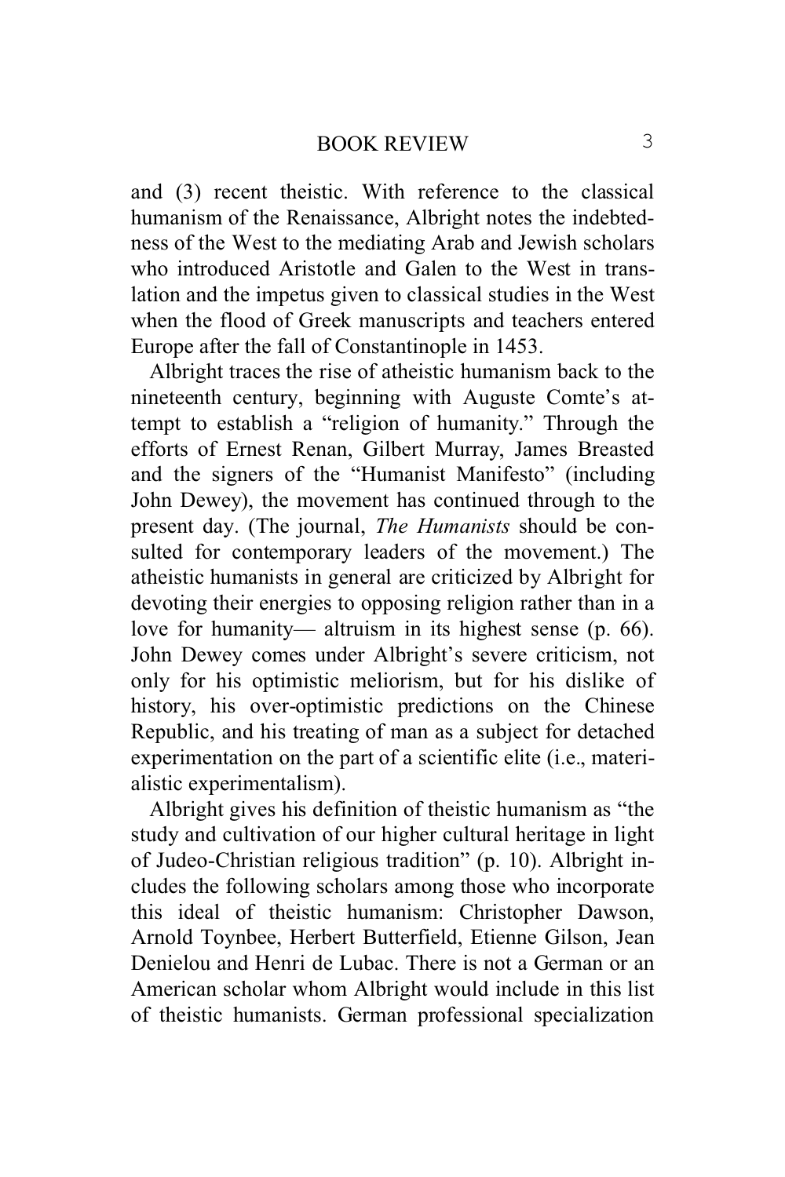and (3) recent theistic. With reference to the classical humanism of the Renaissance, Albright notes the indebtedness of the West to the mediating Arab and Jewish scholars who introduced Aristotle and Galen to the West in translation and the impetus given to classical studies in the West when the flood of Greek manuscripts and teachers entered Europe after the fall of Constantinople in 1453.

Albright traces the rise of atheistic humanism back to the nineteenth century, beginning with Auguste Comte's attempt to establish a "religion of humanity." Through the efforts of Ernest Renan, Gilbert Murray, James Breasted and the signers of the "Humanist Manifesto" (including John Dewey), the movement has continued through to the present day. (The journal, *The Humanists* should be consulted for contemporary leaders of the movement.) The atheistic humanists in general are criticized by Albright for devoting their energies to opposing religion rather than in a love for humanity— altruism in its highest sense (p. 66). John Dewey comes under Albright's severe criticism, not only for his optimistic meliorism, but for his dislike of history, his over-optimistic predictions on the Chinese Republic, and his treating of man as a subject for detached experimentation on the part of a scientific elite (i.e., materialistic experimentalism).

Albright gives his definition of theistic humanism as "the study and cultivation of our higher cultural heritage in light of Judeo-Christian religious tradition" (p. 10). Albright includes the following scholars among those who incorporate this ideal of theistic humanism: Christopher Dawson, Arnold Toynbee, Herbert Butterfield, Etienne Gilson, Jean Denielou and Henri de Lubac. There is not a German or an American scholar whom Albright would include in this list of theistic humanists. German professional specialization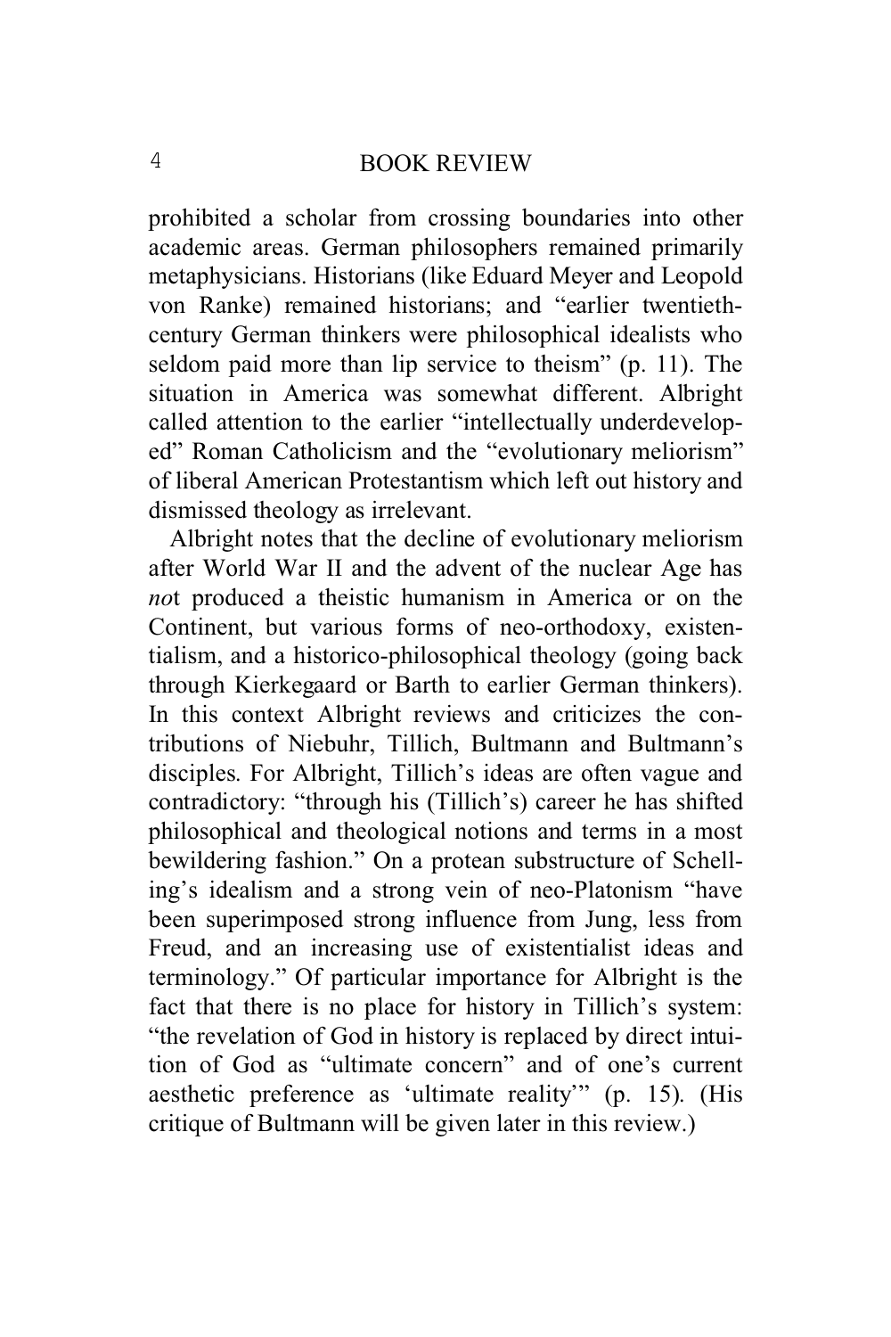prohibited a scholar from crossing boundaries into other academic areas. German philosophers remained primarily metaphysicians. Historians (like Eduard Meyer and Leopold von Ranke) remained historians; and "earlier twentieth-century German thinkers were philosophical idealists who seldom paid more than lip service to theism" (p. 11). The situation in America was somewhat different. Albright called attention to the earlier "intellectually underdeveloped" Roman Catholicism and the "evolutionary meliorism" of liberal American Protestantism which left out history and dismissed theology as irrelevant.

Albright notes that the decline of evolutionary meliorism after World War II and the advent of the nuclear Age has *no*t produced a theistic humanism in America or on the Continent, but various forms of neo-orthodoxy, existentialism, and a historico-philosophical theology (going back through Kierkegaard or Barth to earlier German thinkers). In this context Albright reviews and criticizes the contributions of Niebuhr, Tillich, Bultmann and Bultmann's disciples. For Albright, Tillich's ideas are often vague and contradictory: "through his (Tillich's) career he has shifted philosophical and theological notions and terms in a most bewildering fashion." On a protean substructure of Schelling's idealism and a strong vein of neo-Platonism "have been superimposed strong influence from Jung, less from Freud, and an increasing use of existentialist ideas and terminology." Of particular importance for Albright is the fact that there is no place for history in Tillich's system: "the revelation of God in history is replaced by direct intuition of God as "ultimate concern" and of one's current aesthetic preference as 'ultimate reality'" (p. 15). (His critique of Bultmann will be given later in this review.)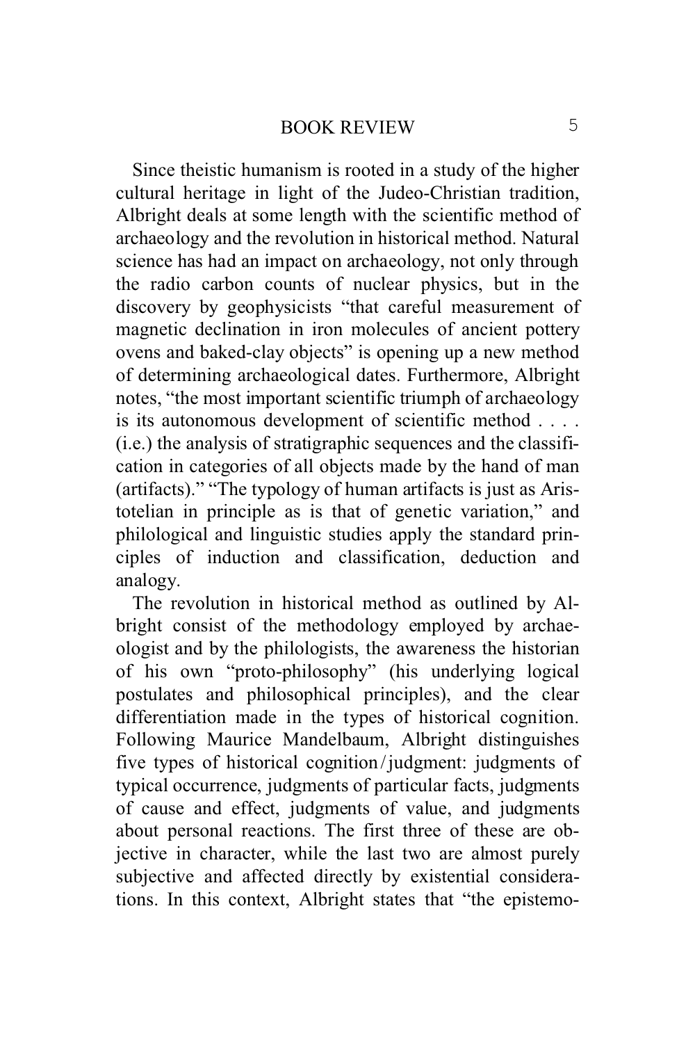Since theistic humanism is rooted in a study of the higher cultural heritage in light of the Judeo-Christian tradition, Albright deals at some length with the scientific method of archaeology and the revolution in historical method. Natural science has had an impact on archaeology, not only through the radio carbon counts of nuclear physics, but in the discovery by geophysicists "that careful measurement of magnetic declination in iron molecules of ancient pottery ovens and baked-clay objects" is opening up a new method of determining archaeological dates. Furthermore, Albright notes, "the most important scientific triumph of archaeology is its autonomous development of scientific method . . . . (i.e.) the analysis of stratigraphic sequences and the classification in categories of all objects made by the hand of man (artifacts)." "The typology of human artifacts is just as Aristotelian in principle as is that of genetic variation," and philological and linguistic studies apply the standard principles of induction and classification, deduction and analogy.

The revolution in historical method as outlined by Albright consist of the methodology employed by archaeologist and by the philologists, the awareness the historian of his own "proto-philosophy" (his underlying logical postulates and philosophical principles), and the clear differentiation made in the types of historical cognition. Following Maurice Mandelbaum, Albright distinguishes five types of historical cognition/judgment: judgments of typical occurrence, judgments of particular facts, judgments of cause and effect, judgments of value, and judgments about personal reactions. The first three of these are objective in character, while the last two are almost purely subjective and affected directly by existential considerations. In this context, Albright states that "the epistemo-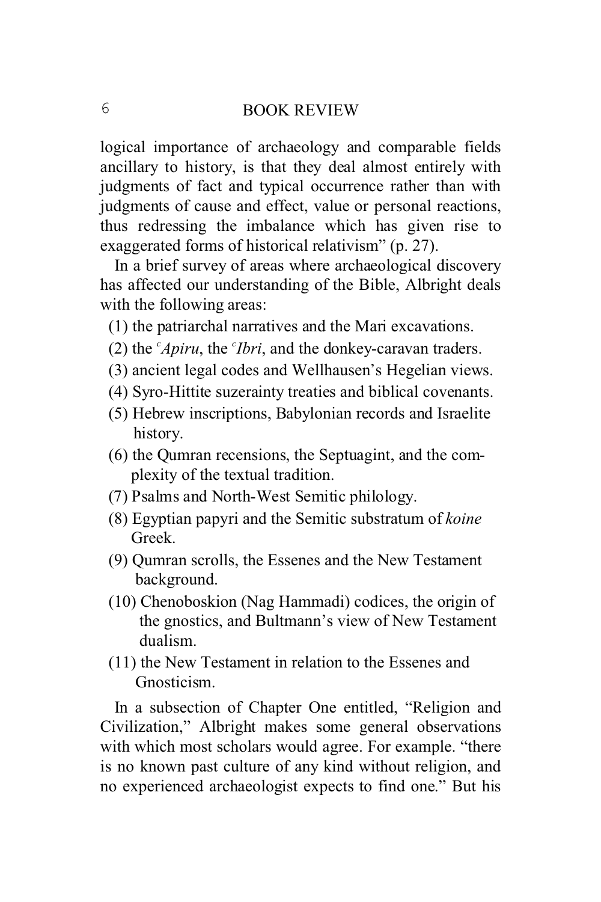logical importance of archaeology and comparable fields ancillary to history, is that they deal almost entirely with judgments of fact and typical occurrence rather than with judgments of cause and effect, value or personal reactions, thus redressing the imbalance which has given rise to exaggerated forms of historical relativism" (p. 27).

In a brief survey of areas where archaeological discovery has affected our understanding of the Bible, Albright deals with the following areas:

(1) the patriarchal narratives and the Mari excavations.
(2) the ᶜ*Apiru*, the ᶜ*Ibri*, and the donkey-caravan traders.
(3) ancient legal codes and Wellhausen's Hegelian views.
(4) Syro-Hittite suzerainty treaties and biblical covenants.
(5) Hebrew inscriptions, Babylonian records and Israelite history.
(6) the Qumran recensions, the Septuagint, and the complexity of the textual tradition.
(7) Psalms and North-West Semitic philology.
(8) Egyptian papyri and the Semitic substratum of *koine* Greek.
(9) Qumran scrolls, the Essenes and the New Testament background.
(10) Chenoboskion (Nag Hammadi) codices, the origin of the gnostics, and Bultmann's view of New Testament dualism.
(11) the New Testament in relation to the Essenes and Gnosticism.

In a subsection of Chapter One entitled, "Religion and Civilization," Albright makes some general observations with which most scholars would agree. For example. "there is no known past culture of any kind without religion, and no experienced archaeologist expects to find one." But his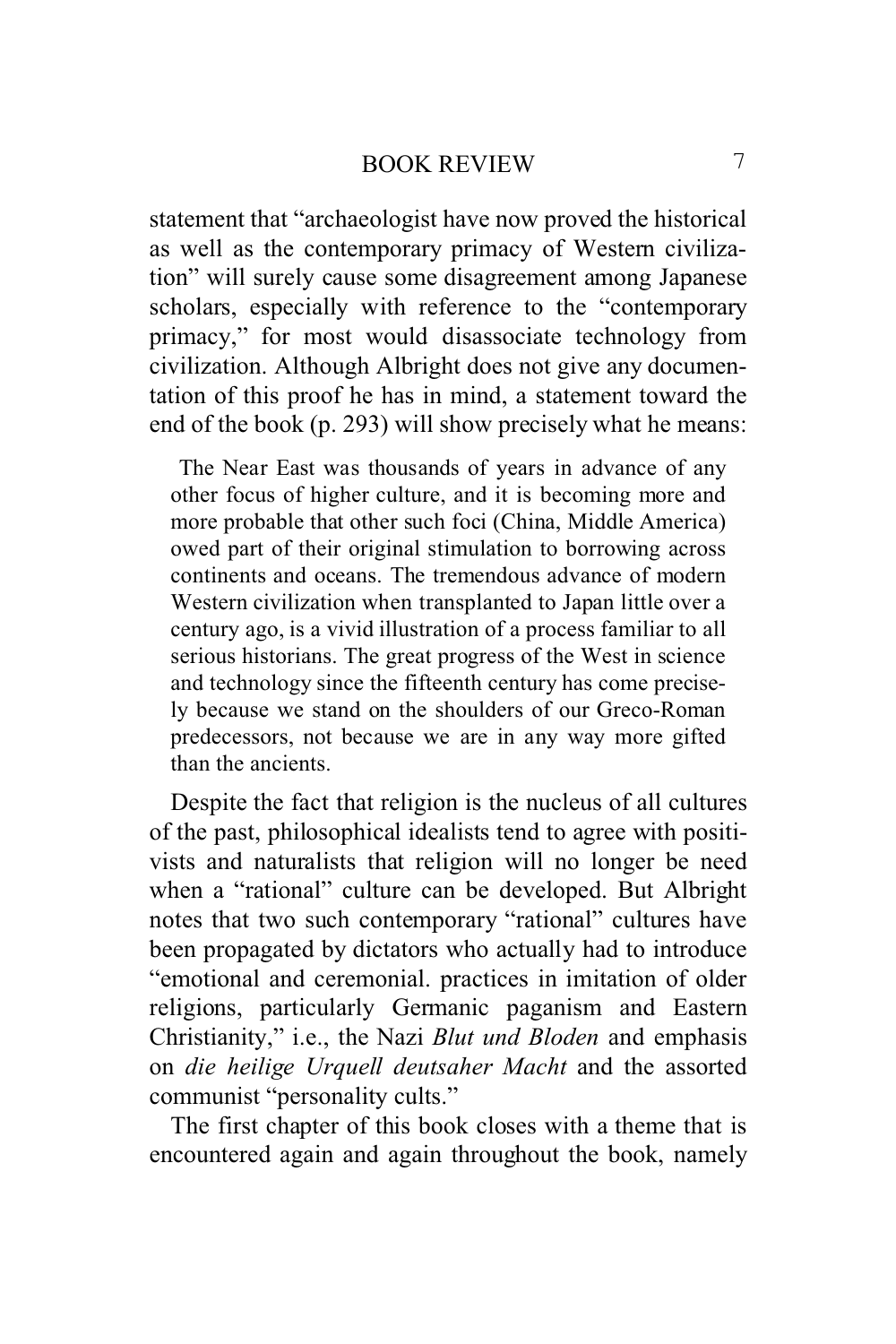statement that "archaeologist have now proved the historical as well as the contemporary primacy of Western civilization" will surely cause some disagreement among Japanese scholars, especially with reference to the "contemporary primacy," for most would disassociate technology from civilization. Although Albright does not give any documentation of this proof he has in mind, a statement toward the end of the book (p. 293) will show precisely what he means:

> The Near East was thousands of years in advance of any other focus of higher culture, and it is becoming more and more probable that other such foci (China, Middle America) owed part of their original stimulation to borrowing across continents and oceans. The tremendous advance of modern Western civilization when transplanted to Japan little over a century ago, is a vivid illustration of a process familiar to all serious historians. The great progress of the West in science and technology since the fifteenth century has come precisely because we stand on the shoulders of our Greco-Roman predecessors, not because we are in any way more gifted than the ancients.

Despite the fact that religion is the nucleus of all cultures of the past, philosophical idealists tend to agree with positivists and naturalists that religion will no longer be need when a "rational" culture can be developed. But Albright notes that two such contemporary "rational" cultures have been propagated by dictators who actually had to introduce "emotional and ceremonial. practices in imitation of older religions, particularly Germanic paganism and Eastern Christianity," i.e., the Nazi *Blut und Bloden* and emphasis on *die heilige Urquell deutsaher Macht* and the assorted communist "personality cults."

The first chapter of this book closes with a theme that is encountered again and again throughout the book, namely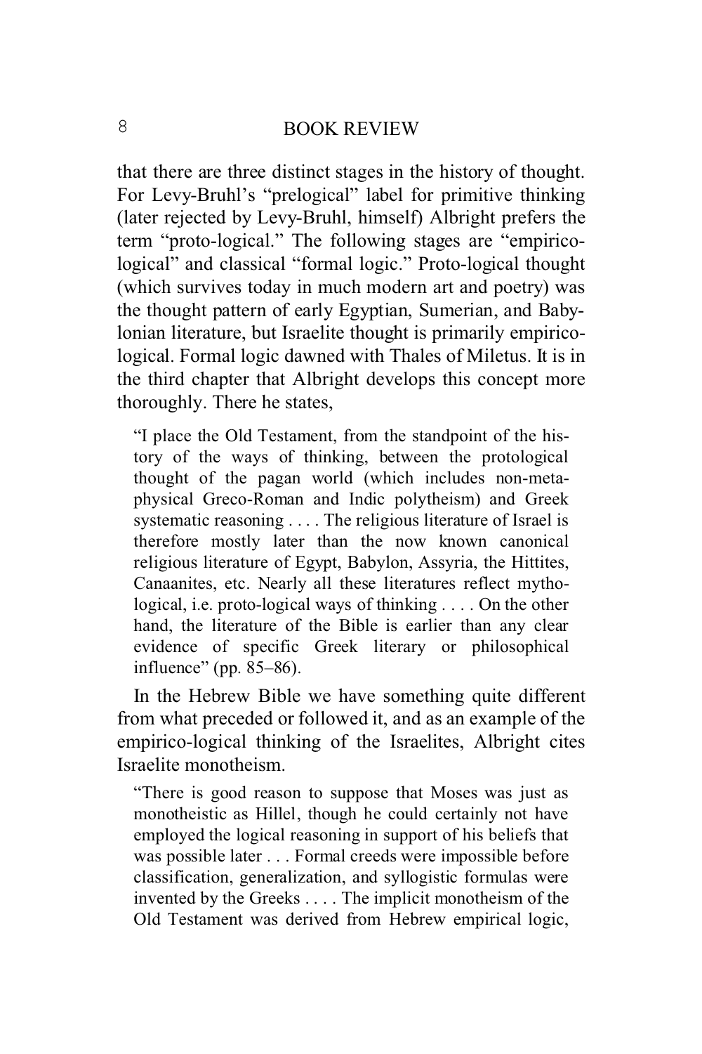that there are three distinct stages in the history of thought. For Levy-Bruhl's "prelogical" label for primitive thinking (later rejected by Levy-Bruhl, himself) Albright prefers the term "proto-logical." The following stages are "empirico-logical" and classical "formal logic." Proto-logical thought (which survives today in much modern art and poetry) was the thought pattern of early Egyptian, Sumerian, and Babylonian literature, but Israelite thought is primarily empirico-logical. Formal logic dawned with Thales of Miletus. It is in the third chapter that Albright develops this concept more thoroughly. There he states,

> "I place the Old Testament, from the standpoint of the history of the ways of thinking, between the protological thought of the pagan world (which includes non-metaphysical Greco-Roman and Indic polytheism) and Greek systematic reasoning . . . . The religious literature of Israel is therefore mostly later than the now known canonical religious literature of Egypt, Babylon, Assyria, the Hittites, Canaanites, etc. Nearly all these literatures reflect mythological, i.e. proto-logical ways of thinking . . . . On the other hand, the literature of the Bible is earlier than any clear evidence of specific Greek literary or philosophical influence" (pp. 85–86).

In the Hebrew Bible we have something quite different from what preceded or followed it, and as an example of the empirico-logical thinking of the Israelites, Albright cites Israelite monotheism.

> "There is good reason to suppose that Moses was just as monotheistic as Hillel, though he could certainly not have employed the logical reasoning in support of his beliefs that was possible later . . . Formal creeds were impossible before classification, generalization, and syllogistic formulas were invented by the Greeks . . . . The implicit monotheism of the Old Testament was derived from Hebrew empirical logic,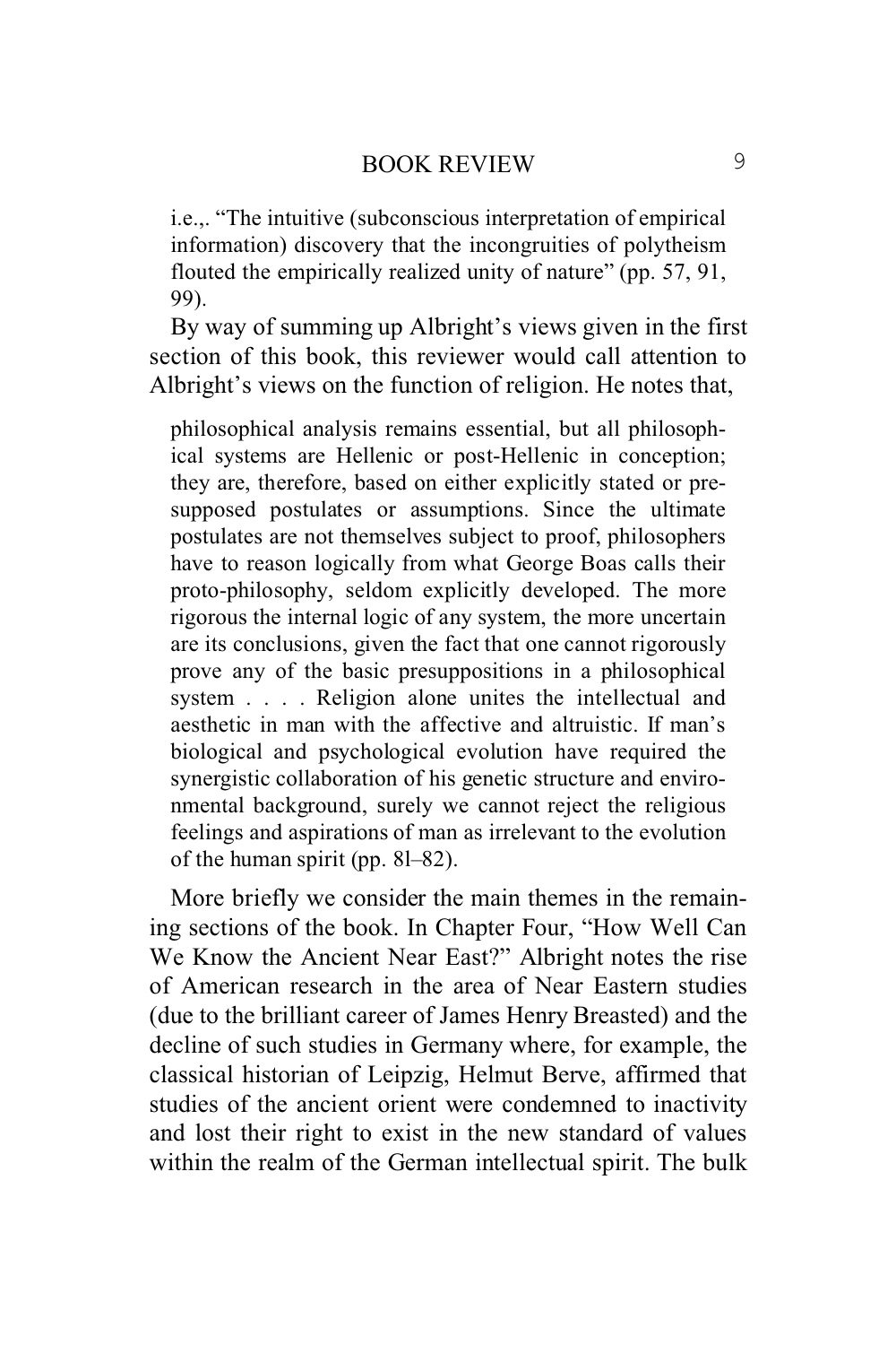i.e.,. “The intuitive (subconscious interpretation of empirical information) discovery that the incongruities of polytheism flouted the empirically realized unity of nature” (pp. 57, 91, 99).

By way of summing up Albright’s views given in the first section of this book, this reviewer would call attention to Albright’s views on the function of religion. He notes that,

> philosophical analysis remains essential, but all philosophical systems are Hellenic or post-Hellenic in conception; they are, therefore, based on either explicitly stated or presupposed postulates or assumptions. Since the ultimate postulates are not themselves subject to proof, philosophers have to reason logically from what George Boas calls their proto-philosophy, seldom explicitly developed. The more rigorous the internal logic of any system, the more uncertain are its conclusions, given the fact that one cannot rigorously prove any of the basic presuppositions in a philosophical system . . . . Religion alone unites the intellectual and aesthetic in man with the affective and altruistic. If man’s biological and psychological evolution have required the synergistic collaboration of his genetic structure and environmental background, surely we cannot reject the religious feelings and aspirations of man as irrelevant to the evolution of the human spirit (pp. 8l–82).

More briefly we consider the main themes in the remaining sections of the book. In Chapter Four, “How Well Can We Know the Ancient Near East?” Albright notes the rise of American research in the area of Near Eastern studies (due to the brilliant career of James Henry Breasted) and the decline of such studies in Germany where, for example, the classical historian of Leipzig, Helmut Berve, affirmed that studies of the ancient orient were condemned to inactivity and lost their right to exist in the new standard of values within the realm of the German intellectual spirit. The bulk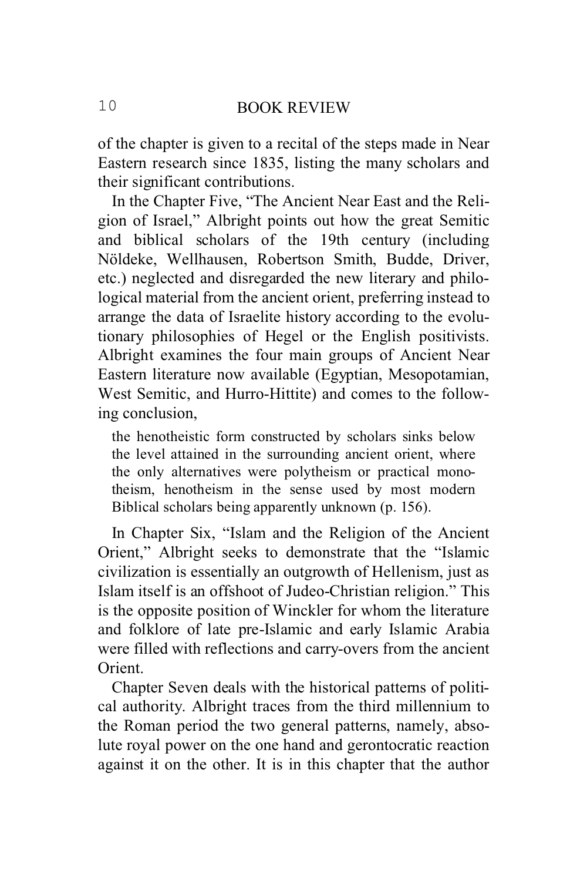of the chapter is given to a recital of the steps made in Near Eastern research since 1835, listing the many scholars and their significant contributions.

In the Chapter Five, “The Ancient Near East and the Religion of Israel,” Albright points out how the great Semitic and biblical scholars of the 19th century (including Nöldeke, Wellhausen, Robertson Smith, Budde, Driver, etc.) neglected and disregarded the new literary and philological material from the ancient orient, preferring instead to arrange the data of Israelite history according to the evolutionary philosophies of Hegel or the English positivists. Albright examines the four main groups of Ancient Near Eastern literature now available (Egyptian, Mesopotamian, West Semitic, and Hurro-Hittite) and comes to the following conclusion,

> the henotheistic form constructed by scholars sinks below the level attained in the surrounding ancient orient, where the only alternatives were polytheism or practical monotheism, henotheism in the sense used by most modern Biblical scholars being apparently unknown (p. 156).

In Chapter Six, “Islam and the Religion of the Ancient Orient,” Albright seeks to demonstrate that the “Islamic civilization is essentially an outgrowth of Hellenism, just as Islam itself is an offshoot of Judeo-Christian religion.” This is the opposite position of Winckler for whom the literature and folklore of late pre-Islamic and early Islamic Arabia were filled with reflections and carry-overs from the ancient Orient.

Chapter Seven deals with the historical patterns of political authority. Albright traces from the third millennium to the Roman period the two general patterns, namely, absolute royal power on the one hand and gerontocratic reaction against it on the other. It is in this chapter that the author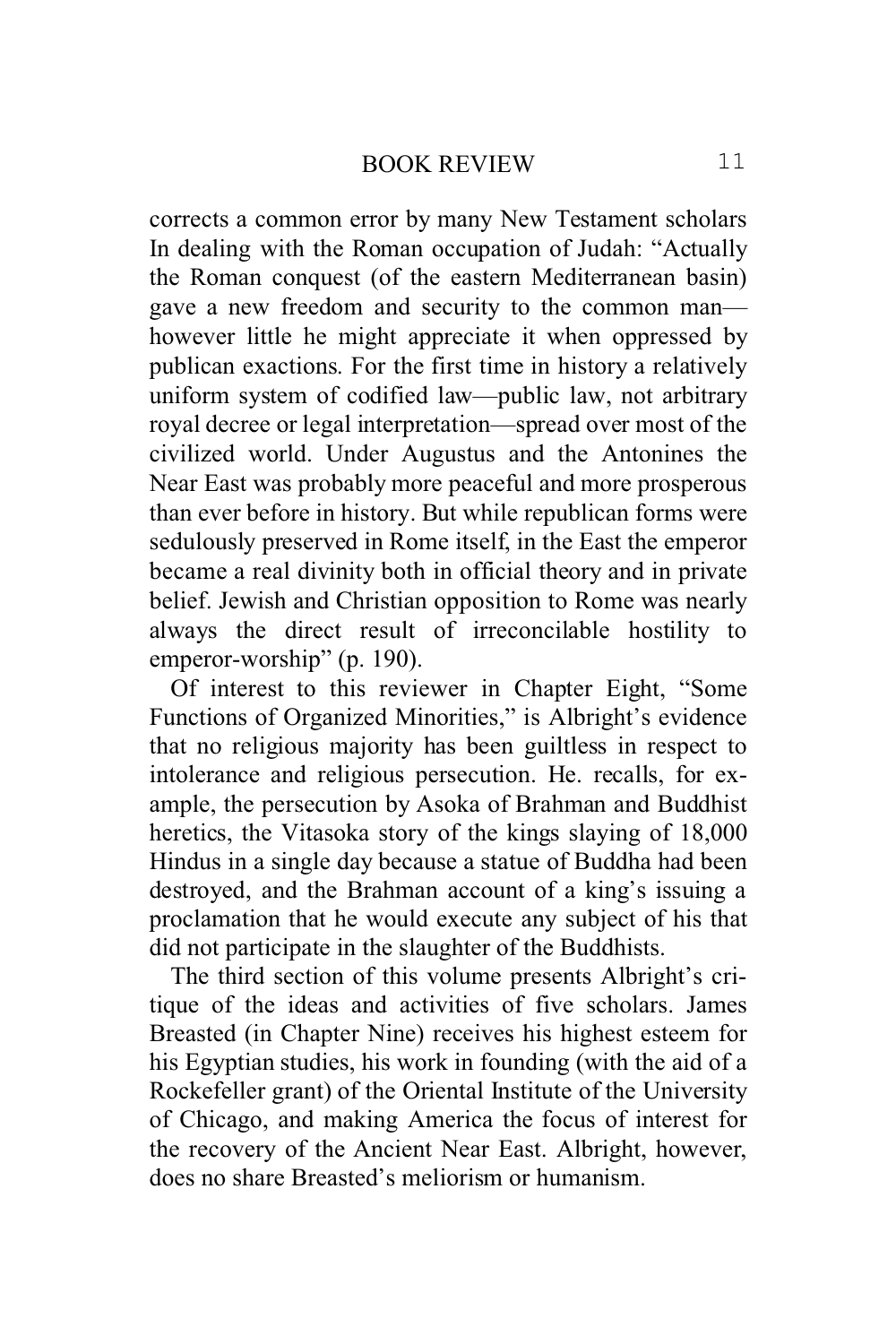corrects a common error by many New Testament scholars In dealing with the Roman occupation of Judah: "Actually the Roman conquest (of the eastern Mediterranean basin) gave a new freedom and security to the common man—however little he might appreciate it when oppressed by publican exactions. For the first time in history a relatively uniform system of codified law—public law, not arbitrary royal decree or legal interpretation—spread over most of the civilized world. Under Augustus and the Antonines the Near East was probably more peaceful and more prosperous than ever before in history. But while republican forms were sedulously preserved in Rome itself, in the East the emperor became a real divinity both in official theory and in private belief. Jewish and Christian opposition to Rome was nearly always the direct result of irreconcilable hostility to emperor-worship" (p. 190).

Of interest to this reviewer in Chapter Eight, "Some Functions of Organized Minorities," is Albright's evidence that no religious majority has been guiltless in respect to intolerance and religious persecution. He. recalls, for example, the persecution by Asoka of Brahman and Buddhist heretics, the Vitasoka story of the kings slaying of 18,000 Hindus in a single day because a statue of Buddha had been destroyed, and the Brahman account of a king's issuing a proclamation that he would execute any subject of his that did not participate in the slaughter of the Buddhists.

The third section of this volume presents Albright's critique of the ideas and activities of five scholars. James Breasted (in Chapter Nine) receives his highest esteem for his Egyptian studies, his work in founding (with the aid of a Rockefeller grant) of the Oriental Institute of the University of Chicago, and making America the focus of interest for the recovery of the Ancient Near East. Albright, however, does no share Breasted's meliorism or humanism.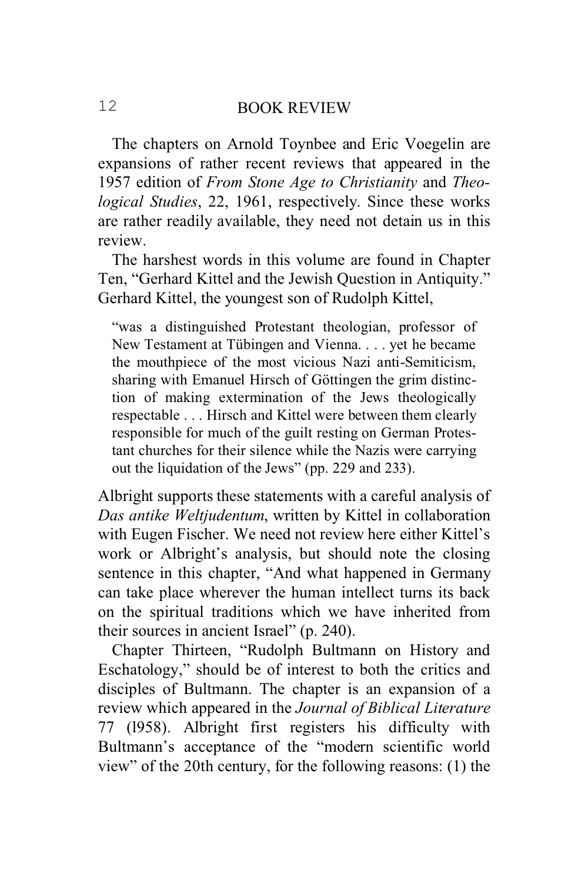The chapters on Arnold Toynbee and Eric Voegelin are expansions of rather recent reviews that appeared in the 1957 edition of *From Stone Age to Christianity* and *Theological Studies*, 22, 1961, respectively. Since these works are rather readily available, they need not detain us in this review.

The harshest words in this volume are found in Chapter Ten, "Gerhard Kittel and the Jewish Question in Antiquity." Gerhard Kittel, the youngest son of Rudolph Kittel,

> "was a distinguished Protestant theologian, professor of New Testament at Tübingen and Vienna. . . . yet he became the mouthpiece of the most vicious Nazi anti-Semiticism, sharing with Emanuel Hirsch of Göttingen the grim distinction of making extermination of the Jews theologically respectable . . . Hirsch and Kittel were between them clearly responsible for much of the guilt resting on German Protestant churches for their silence while the Nazis were carrying out the liquidation of the Jews" (pp. 229 and 233).

Albright supports these statements with a careful analysis of *Das antike Weltjudentum*, written by Kittel in collaboration with Eugen Fischer. We need not review here either Kittel's work or Albright's analysis, but should note the closing sentence in this chapter, "And what happened in Germany can take place wherever the human intellect turns its back on the spiritual traditions which we have inherited from their sources in ancient Israel" (p. 240).

Chapter Thirteen, "Rudolph Bultmann on History and Eschatology," should be of interest to both the critics and disciples of Bultmann. The chapter is an expansion of a review which appeared in the *Journal of Biblical Literature* 77 (l958). Albright first registers his difficulty with Bultmann's acceptance of the "modern scientific world view" of the 20th century, for the following reasons: (1) the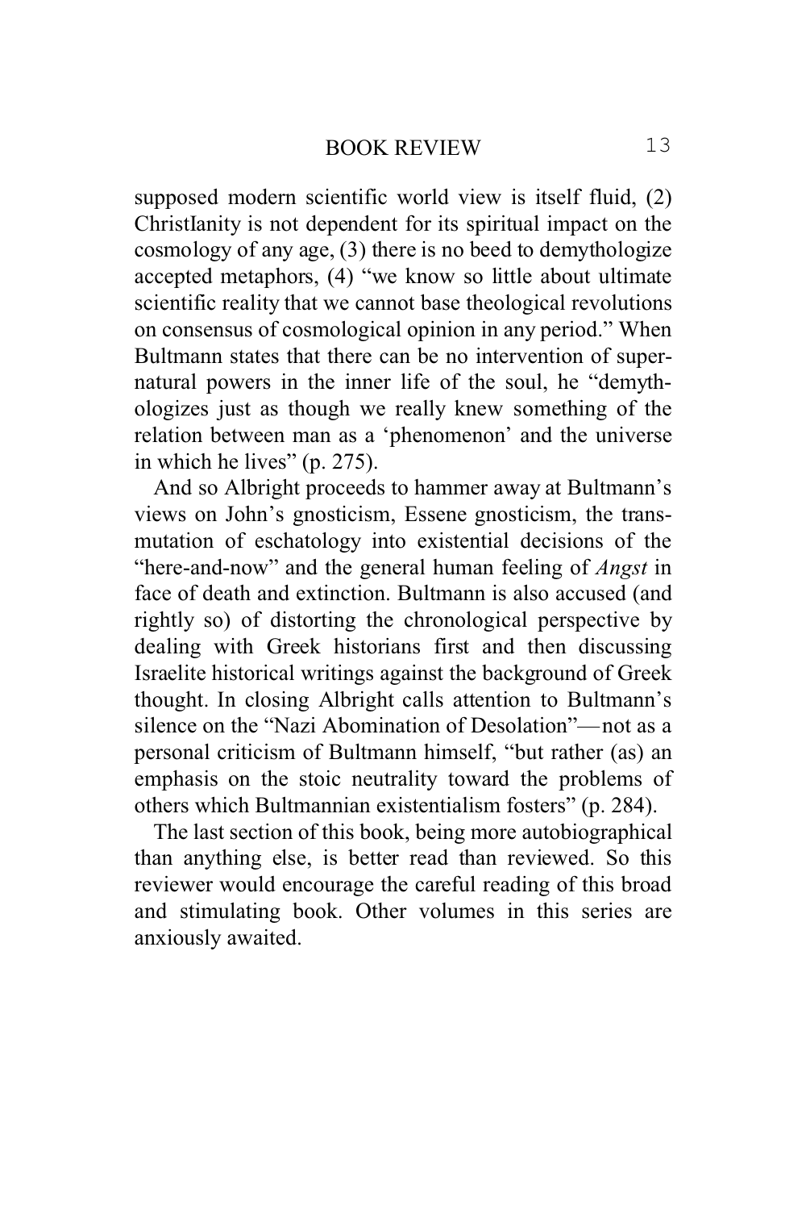supposed modern scientific world view is itself fluid, (2) ChristIanity is not dependent for its spiritual impact on the cosmology of any age, (3) there is no beed to demythologize accepted metaphors, (4) "we know so little about ultimate scientific reality that we cannot base theological revolutions on consensus of cosmological opinion in any period." When Bultmann states that there can be no intervention of supernatural powers in the inner life of the soul, he "demythologizes just as though we really knew something of the relation between man as a 'phenomenon' and the universe in which he lives" (p. 275).

And so Albright proceeds to hammer away at Bultmann's views on John's gnosticism, Essene gnosticism, the transmutation of eschatology into existential decisions of the "here-and-now" and the general human feeling of *Angst* in face of death and extinction. Bultmann is also accused (and rightly so) of distorting the chronological perspective by dealing with Greek historians first and then discussing Israelite historical writings against the background of Greek thought. In closing Albright calls attention to Bultmann's silence on the "Nazi Abomination of Desolation"—not as a personal criticism of Bultmann himself, "but rather (as) an emphasis on the stoic neutrality toward the problems of others which Bultmannian existentialism fosters" (p. 284).

The last section of this book, being more autobiographical than anything else, is better read than reviewed. So this reviewer would encourage the careful reading of this broad and stimulating book. Other volumes in this series are anxiously awaited.